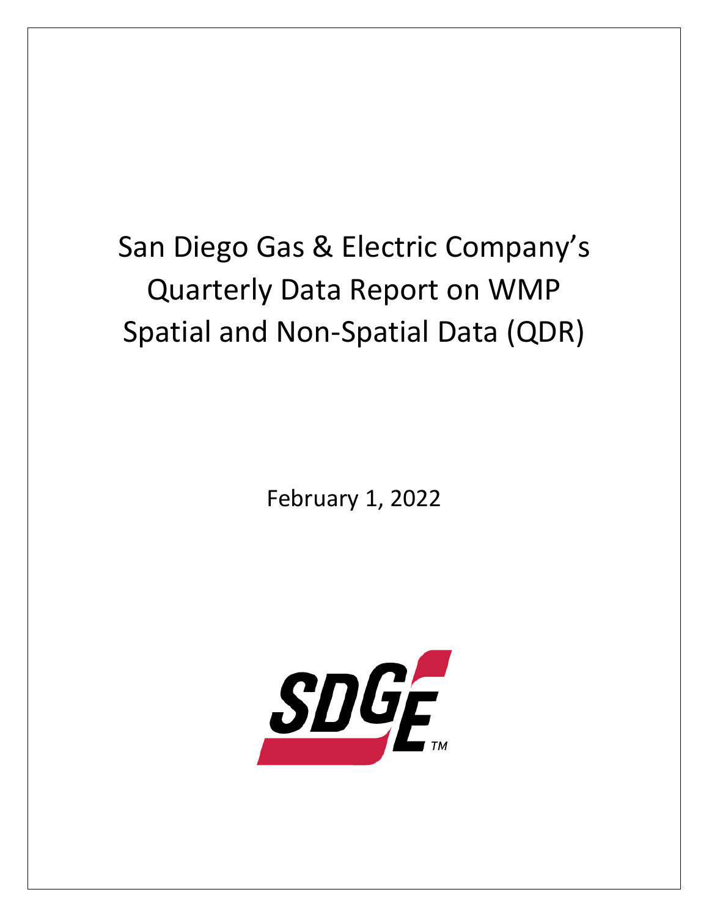# San Diego Gas & Electric Company's Quarterly Data Report on WMP Spatial and Non-Spatial Data (QDR)

February 1, 2022

SDGE™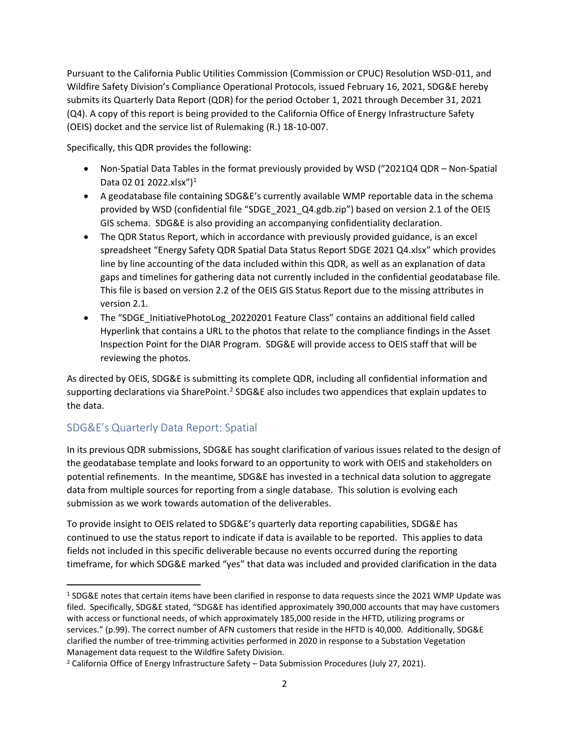Pursuant to the California Public Utilities Commission (Commission or CPUC) Resolution WSD-011, and Wildfire Safety Division's Compliance Operational Protocols, issued February 16, 2021, SDG&E hereby submits its Quarterly Data Report (QDR) for the period October 1, 2021 through December 31, 2021 (Q4). A copy of this report is being provided to the California Office of Energy Infrastructure Safety (OEIS) docket and the service list of Rulemaking (R.) 18-10-007.

Specifically, this QDR provides the following:

- Non-Spatial Data Tables in the format previously provided by WSD ("2021Q4 QDR – Non-Spatial Data 02 01 2022.xlsx")[1]
- A geodatabase file containing SDG&E's currently available WMP reportable data in the schema provided by WSD (confidential file "SDGE_2021_Q4.gdb.zip") based on version 2.1 of the OEIS GIS schema. SDG&E is also providing an accompanying confidentiality declaration.
- The QDR Status Report, which in accordance with previously provided guidance, is an excel spreadsheet "Energy Safety QDR Spatial Data Status Report SDGE 2021 Q4.xlsx" which provides line by line accounting of the data included within this QDR, as well as an explanation of data gaps and timelines for gathering data not currently included in the confidential geodatabase file. This file is based on version 2.2 of the OEIS GIS Status Report due to the missing attributes in version 2.1.
- The "SDGE_InitiativePhotoLog_20220201 Feature Class" contains an additional field called Hyperlink that contains a URL to the photos that relate to the compliance findings in the Asset Inspection Point for the DIAR Program. SDG&E will provide access to OEIS staff that will be reviewing the photos.

As directed by OEIS, SDG&E is submitting its complete QDR, including all confidential information and supporting declarations via SharePoint.[2] SDG&E also includes two appendices that explain updates to the data.

## SDG&E's Quarterly Data Report: Spatial

In its previous QDR submissions, SDG&E has sought clarification of various issues related to the design of the geodatabase template and looks forward to an opportunity to work with OEIS and stakeholders on potential refinements. In the meantime, SDG&E has invested in a technical data solution to aggregate data from multiple sources for reporting from a single database. This solution is evolving each submission as we work towards automation of the deliverables.

To provide insight to OEIS related to SDG&E's quarterly data reporting capabilities, SDG&E has continued to use the status report to indicate if data is available to be reported. This applies to data fields not included in this specific deliverable because no events occurred during the reporting timeframe, for which SDG&E marked "yes" that data was included and provided clarification in the data

---

[1] SDG&E notes that certain items have been clarified in response to data requests since the 2021 WMP Update was filed. Specifically, SDG&E stated, "SDG&E has identified approximately 390,000 accounts that may have customers with access or functional needs, of which approximately 185,000 reside in the HFTD, utilizing programs or services." (p.99). The correct number of AFN customers that reside in the HFTD is 40,000. Additionally, SDG&E clarified the number of tree-trimming activities performed in 2020 in response to a Substation Vegetation Management data request to the Wildfire Safety Division.

[2] California Office of Energy Infrastructure Safety – Data Submission Procedures (July 27, 2021).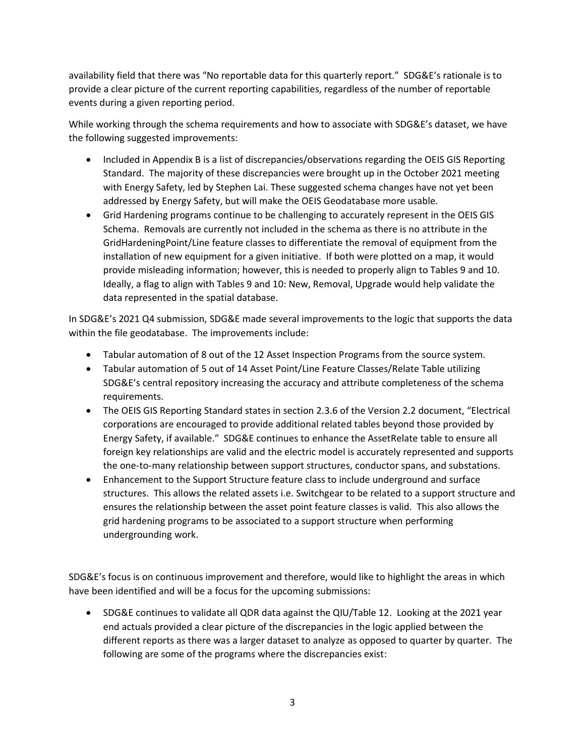availability field that there was "No reportable data for this quarterly report." SDG&E's rationale is to provide a clear picture of the current reporting capabilities, regardless of the number of reportable events during a given reporting period.

While working through the schema requirements and how to associate with SDG&E's dataset, we have the following suggested improvements:

- Included in Appendix B is a list of discrepancies/observations regarding the OEIS GIS Reporting Standard. The majority of these discrepancies were brought up in the October 2021 meeting with Energy Safety, led by Stephen Lai. These suggested schema changes have not yet been addressed by Energy Safety, but will make the OEIS Geodatabase more usable.
- Grid Hardening programs continue to be challenging to accurately represent in the OEIS GIS Schema. Removals are currently not included in the schema as there is no attribute in the GridHardeningPoint/Line feature classes to differentiate the removal of equipment from the installation of new equipment for a given initiative. If both were plotted on a map, it would provide misleading information; however, this is needed to properly align to Tables 9 and 10. Ideally, a flag to align with Tables 9 and 10: New, Removal, Upgrade would help validate the data represented in the spatial database.

In SDG&E's 2021 Q4 submission, SDG&E made several improvements to the logic that supports the data within the file geodatabase. The improvements include:

- Tabular automation of 8 out of the 12 Asset Inspection Programs from the source system.
- Tabular automation of 5 out of 14 Asset Point/Line Feature Classes/Relate Table utilizing SDG&E's central repository increasing the accuracy and attribute completeness of the schema requirements.
- The OEIS GIS Reporting Standard states in section 2.3.6 of the Version 2.2 document, "Electrical corporations are encouraged to provide additional related tables beyond those provided by Energy Safety, if available." SDG&E continues to enhance the AssetRelate table to ensure all foreign key relationships are valid and the electric model is accurately represented and supports the one-to-many relationship between support structures, conductor spans, and substations.
- Enhancement to the Support Structure feature class to include underground and surface structures. This allows the related assets i.e. Switchgear to be related to a support structure and ensures the relationship between the asset point feature classes is valid. This also allows the grid hardening programs to be associated to a support structure when performing undergrounding work.

SDG&E's focus is on continuous improvement and therefore, would like to highlight the areas in which have been identified and will be a focus for the upcoming submissions:

- SDG&E continues to validate all QDR data against the QIU/Table 12. Looking at the 2021 year end actuals provided a clear picture of the discrepancies in the logic applied between the different reports as there was a larger dataset to analyze as opposed to quarter by quarter. The following are some of the programs where the discrepancies exist: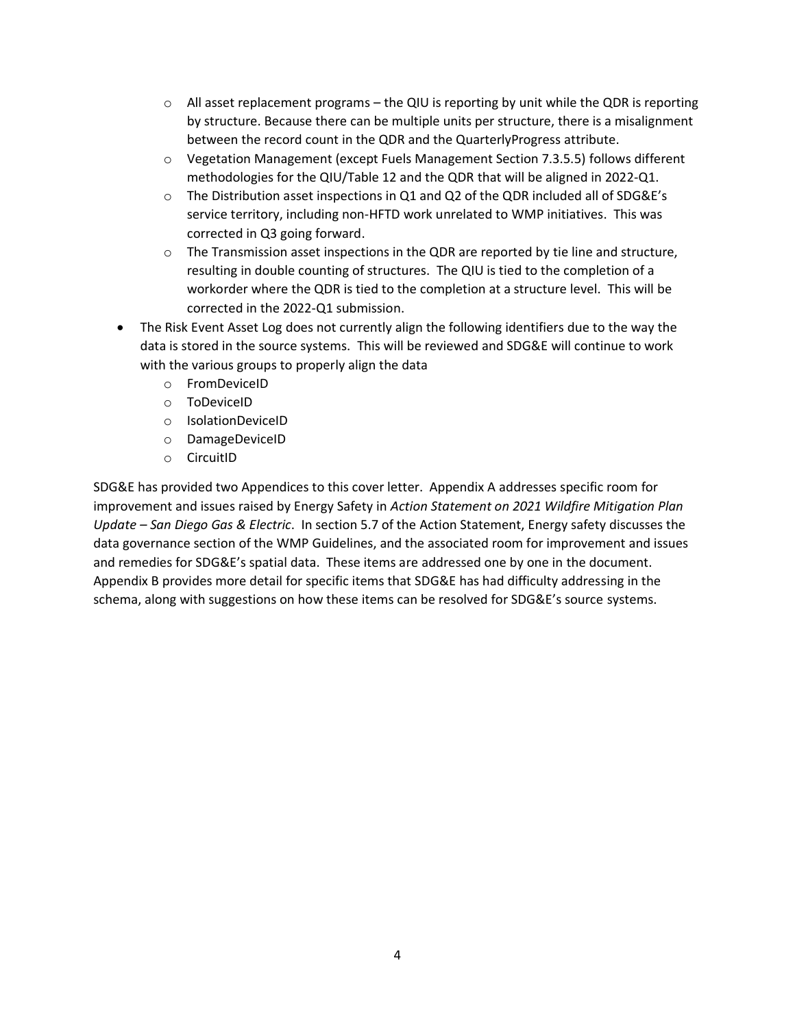- All asset replacement programs – the QIU is reporting by unit while the QDR is reporting by structure. Because there can be multiple units per structure, there is a misalignment between the record count in the QDR and the QuarterlyProgress attribute.
    - Vegetation Management (except Fuels Management Section 7.3.5.5) follows different methodologies for the QIU/Table 12 and the QDR that will be aligned in 2022-Q1.
    - The Distribution asset inspections in Q1 and Q2 of the QDR included all of SDG&E's service territory, including non-HFTD work unrelated to WMP initiatives. This was corrected in Q3 going forward.
    - The Transmission asset inspections in the QDR are reported by tie line and structure, resulting in double counting of structures. The QIU is tied to the completion of a workorder where the QDR is tied to the completion at a structure level. This will be corrected in the 2022-Q1 submission.
- The Risk Event Asset Log does not currently align the following identifiers due to the way the data is stored in the source systems. This will be reviewed and SDG&E will continue to work with the various groups to properly align the data
    - FromDeviceID
    - ToDeviceID
    - IsolationDeviceID
    - DamageDeviceID
    - CircuitID

SDG&E has provided two Appendices to this cover letter. Appendix A addresses specific room for improvement and issues raised by Energy Safety in *Action Statement on 2021 Wildfire Mitigation Plan Update – San Diego Gas & Electric*. In section 5.7 of the Action Statement, Energy safety discusses the data governance section of the WMP Guidelines, and the associated room for improvement and issues and remedies for SDG&E's spatial data. These items are addressed one by one in the document. Appendix B provides more detail for specific items that SDG&E has had difficulty addressing in the schema, along with suggestions on how these items can be resolved for SDG&E's source systems.